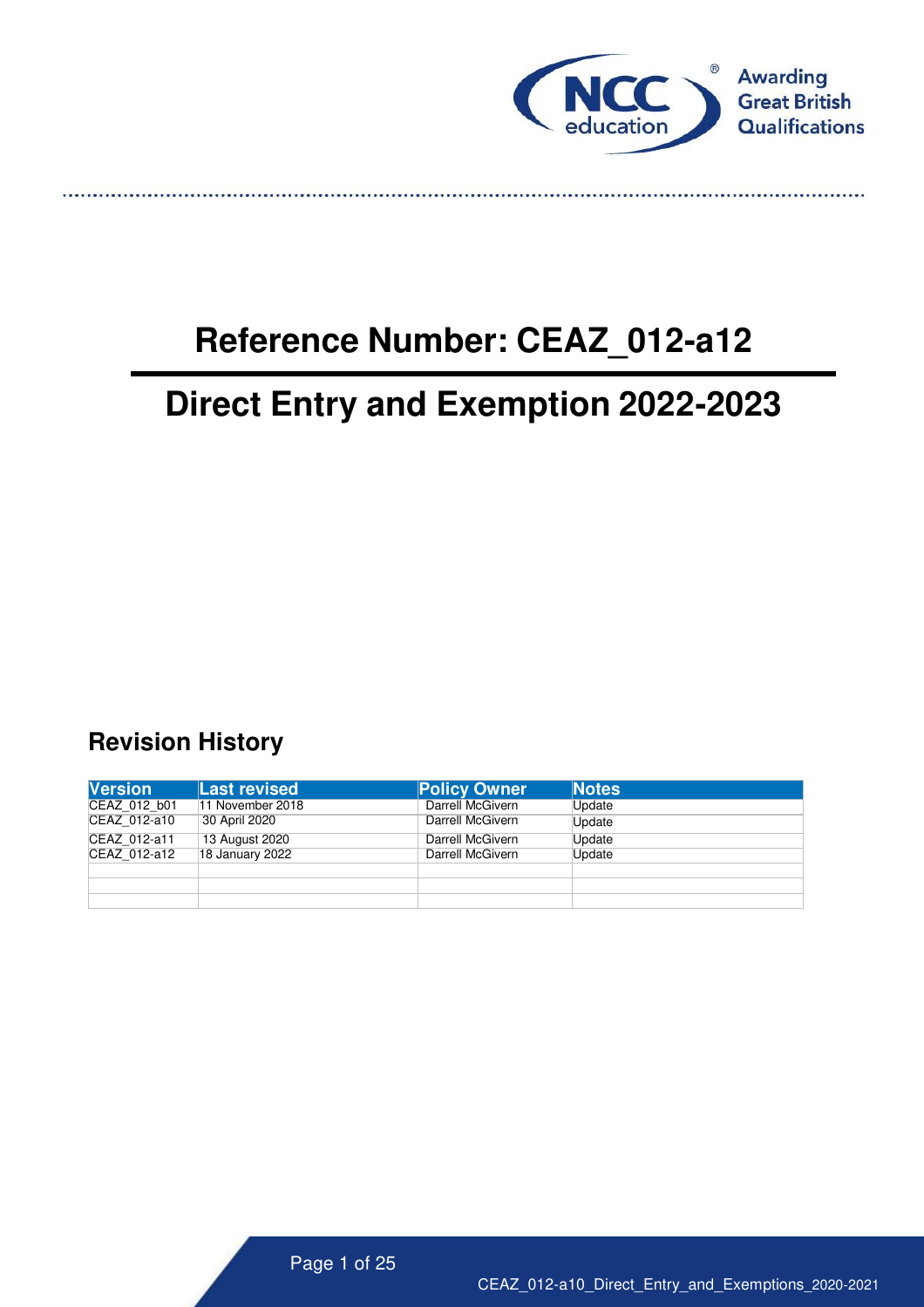# Reference Number: CEAZ_012-a12

# Direct Entry and Exemption 2022-2023

## Revision History

| Version | Last revised | Policy Owner | Notes |
| --- | --- | --- | --- |
| CEAZ_012_b01 | 11 November 2018 | Darrell McGivern | Update |
| CEAZ_012-a10 | 30 April 2020 | Darrell McGivern | Update |
| CEAZ_012-a11 | 13 August 2020 | Darrell McGivern | Update |
| CEAZ_012-a12 | 18 January 2022 | Darrell McGivern | Update |
| | | | |
| | | | |
| | | | |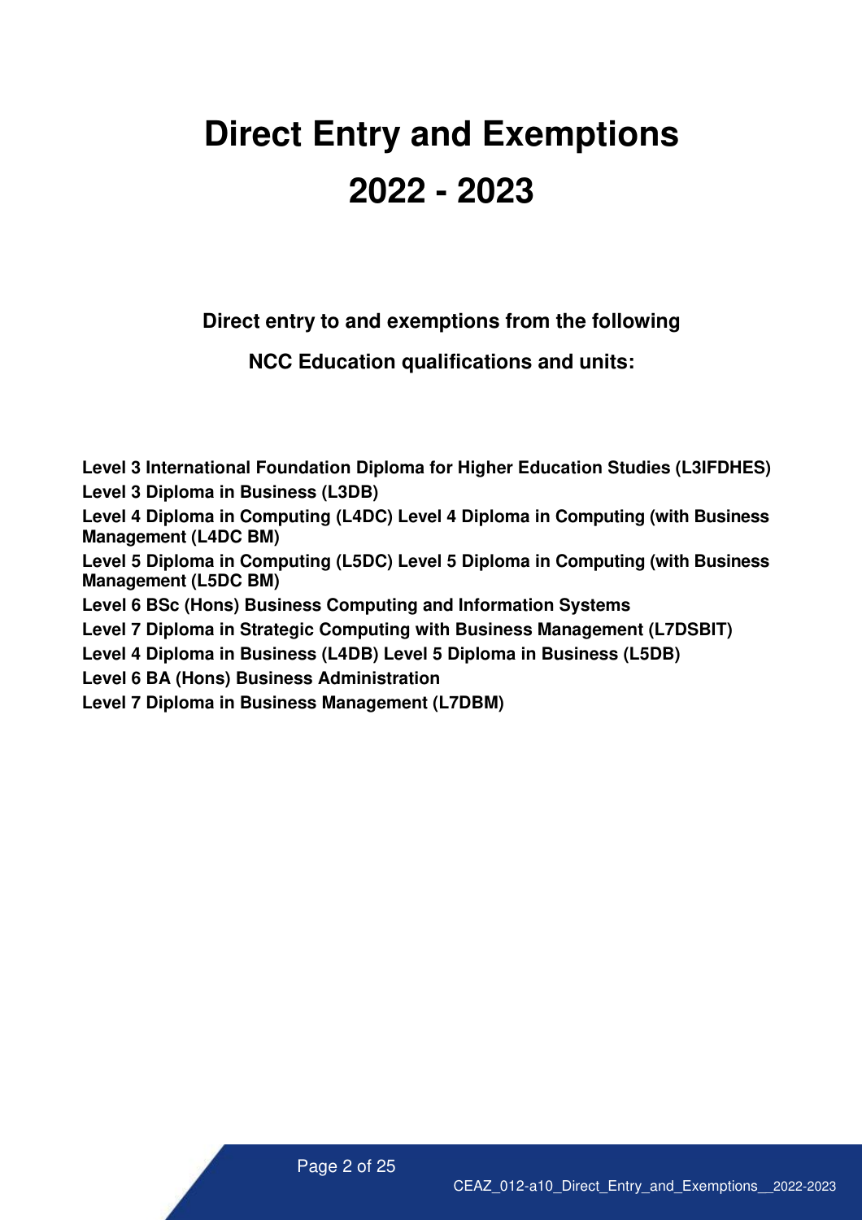# Direct Entry and Exemptions 2022 - 2023

**Direct entry to and exemptions from the following**

**NCC Education qualifications and units:**

**Level 3 International Foundation Diploma for Higher Education Studies (L3IFDHES)**
**Level 3 Diploma in Business (L3DB)**
**Level 4 Diploma in Computing (L4DC) Level 4 Diploma in Computing (with Business Management (L4DC BM)**
**Level 5 Diploma in Computing (L5DC) Level 5 Diploma in Computing (with Business Management (L5DC BM)**
**Level 6 BSc (Hons) Business Computing and Information Systems**
**Level 7 Diploma in Strategic Computing with Business Management (L7DSBIT)**
**Level 4 Diploma in Business (L4DB) Level 5 Diploma in Business (L5DB)**
**Level 6 BA (Hons) Business Administration**
**Level 7 Diploma in Business Management (L7DBM)**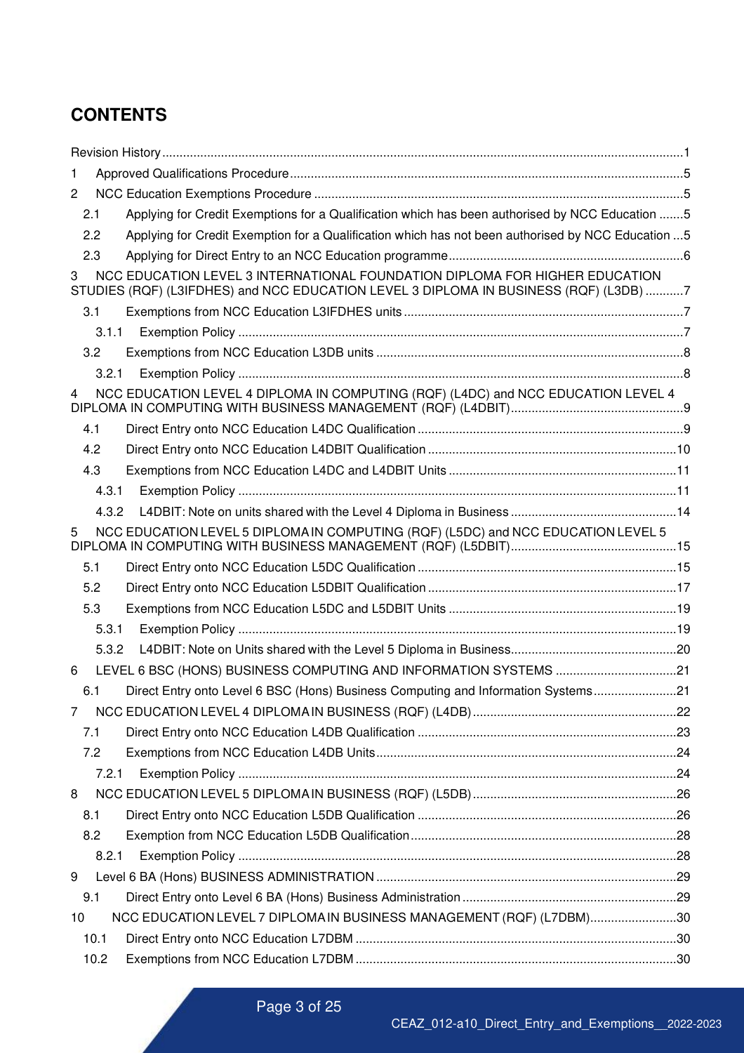# CONTENTS

Revision History ....................................................................................................................................1

1 Approved Qualifications Procedure ................................................................................................5

2 NCC Education Exemptions Procedure .........................................................................................5

- 2.1 Applying for Credit Exemptions for a Qualification which has been authorised by NCC Education .......5
- 2.2 Applying for Credit Exemption for a Qualification which has not been authorised by NCC Education ...5
- 2.3 Applying for Direct Entry to an NCC Education programme ...................................................................6

3 NCC EDUCATION LEVEL 3 INTERNATIONAL FOUNDATION DIPLOMA FOR HIGHER EDUCATION STUDIES (RQF) (L3IFDHES) and NCC EDUCATION LEVEL 3 DIPLOMA IN BUSINESS (RQF) (L3DB) ...........7

- 3.1 Exemptions from NCC Education L3IFDHES units ................................................................................7
  - 3.1.1 Exemption Policy ...............................................................................................................7
- 3.2 Exemptions from NCC Education L3DB units .......................................................................................8
  - 3.2.1 Exemption Policy ...............................................................................................................8

4 NCC EDUCATION LEVEL 4 DIPLOMA IN COMPUTING (RQF) (L4DC) and NCC EDUCATION LEVEL 4 DIPLOMA IN COMPUTING WITH BUSINESS MANAGEMENT (RQF) (L4DBIT)..................................................9

- 4.1 Direct Entry onto NCC Education L4DC Qualification ............................................................................9
- 4.2 Direct Entry onto NCC Education L4DBIT Qualification .......................................................................10
- 4.3 Exemptions from NCC Education L4DC and L4DBIT Units .................................................................11
  - 4.3.1 Exemption Policy .............................................................................................................11
  - 4.3.2 L4DBIT: Note on units shared with the Level 4 Diploma in Business ...............................................14

5 NCC EDUCATION LEVEL 5 DIPLOMA IN COMPUTING (RQF) (L5DC) and NCC EDUCATION LEVEL 5 DIPLOMA IN COMPUTING WITH BUSINESS MANAGEMENT (RQF) (L5DBIT)................................................15

- 5.1 Direct Entry onto NCC Education L5DC Qualification ..........................................................................15
- 5.2 Direct Entry onto NCC Education L5DBIT Qualification .......................................................................17
- 5.3 Exemptions from NCC Education L5DC and L5DBIT Units .................................................................19
  - 5.3.1 Exemption Policy .............................................................................................................19
  - 5.3.2 L4DBIT: Note on Units shared with the Level 5 Diploma in Business...............................................20

6 LEVEL 6 BSC (HONS) BUSINESS COMPUTING AND INFORMATION SYSTEMS ...................................21

- 6.1 Direct Entry onto Level 6 BSC (Hons) Business Computing and Information Systems........................21

7 NCC EDUCATION LEVEL 4 DIPLOMA IN BUSINESS (RQF) (L4DB) ..........................................................22

- 7.1 Direct Entry onto NCC Education L4DB Qualification ..........................................................................23
- 7.2 Exemptions from NCC Education L4DB Units......................................................................................24
  - 7.2.1 Exemption Policy .............................................................................................................24

8 NCC EDUCATION LEVEL 5 DIPLOMA IN BUSINESS (RQF) (L5DB) ..........................................................26

- 8.1 Direct Entry onto NCC Education L5DB Qualification ..........................................................................26
- 8.2 Exemption from NCC Education L5DB Qualification............................................................................28
  - 8.2.1 Exemption Policy .............................................................................................................28

9 Level 6 BA (Hons) BUSINESS ADMINISTRATION .....................................................................................29

- 9.1 Direct Entry onto Level 6 BA (Hons) Business Administration .............................................................29

10 NCC EDUCATION LEVEL 7 DIPLOMA IN BUSINESS MANAGEMENT (RQF) (L7DBM).........................30

- 10.1 Direct Entry onto NCC Education L7DBM ............................................................................................30
- 10.2 Exemptions from NCC Education L7DBM ...........................................................................................30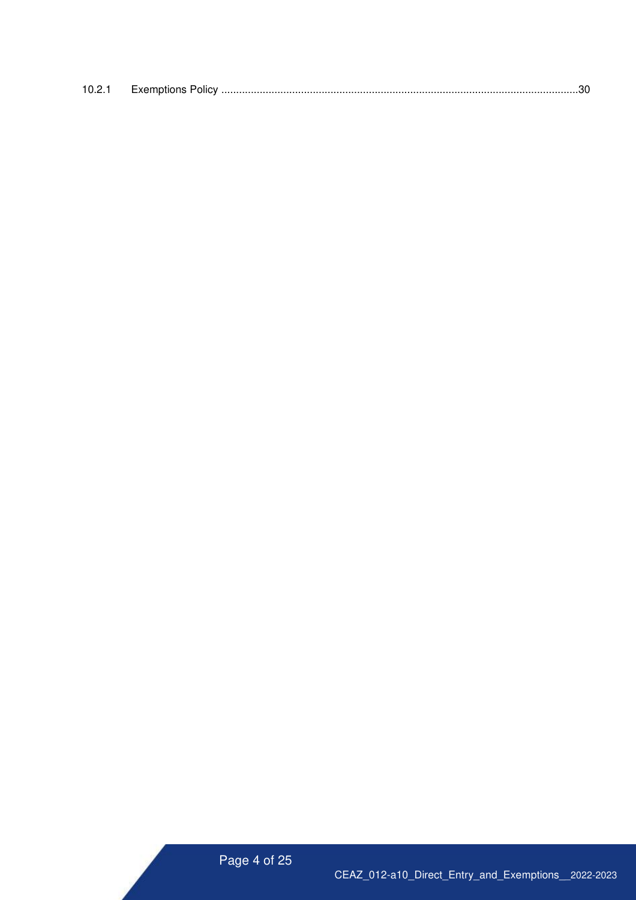10.2.1 Exemptions Policy ........................................................................................................................30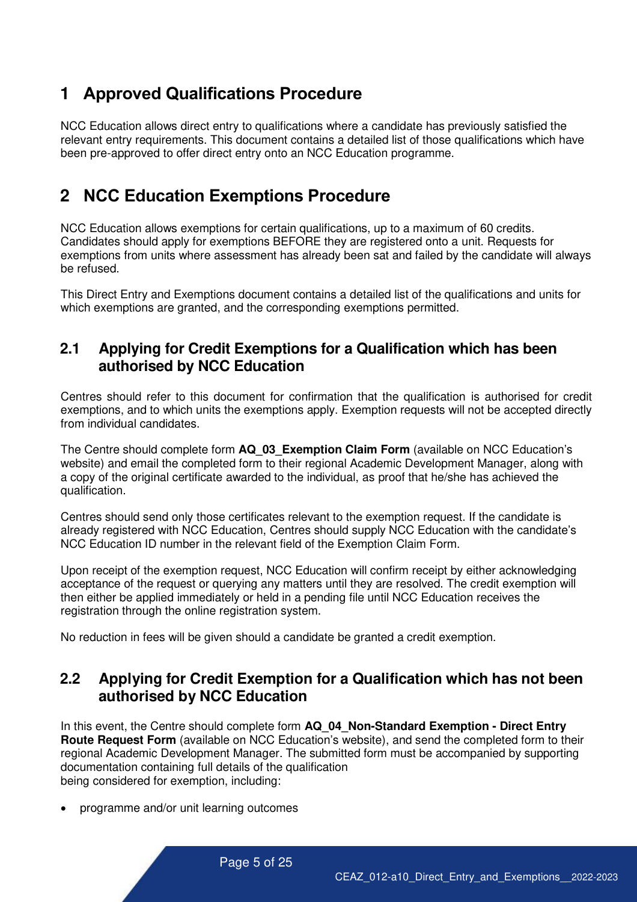# 1 Approved Qualifications Procedure

NCC Education allows direct entry to qualifications where a candidate has previously satisfied the relevant entry requirements. This document contains a detailed list of those qualifications which have been pre-approved to offer direct entry onto an NCC Education programme.

# 2 NCC Education Exemptions Procedure

NCC Education allows exemptions for certain qualifications, up to a maximum of 60 credits. Candidates should apply for exemptions BEFORE they are registered onto a unit. Requests for exemptions from units where assessment has already been sat and failed by the candidate will always be refused.

This Direct Entry and Exemptions document contains a detailed list of the qualifications and units for which exemptions are granted, and the corresponding exemptions permitted.

## 2.1 Applying for Credit Exemptions for a Qualification which has been authorised by NCC Education

Centres should refer to this document for confirmation that the qualification is authorised for credit exemptions, and to which units the exemptions apply. Exemption requests will not be accepted directly from individual candidates.

The Centre should complete form **AQ_03_Exemption Claim Form** (available on NCC Education's website) and email the completed form to their regional Academic Development Manager, along with a copy of the original certificate awarded to the individual, as proof that he/she has achieved the qualification.

Centres should send only those certificates relevant to the exemption request. If the candidate is already registered with NCC Education, Centres should supply NCC Education with the candidate's NCC Education ID number in the relevant field of the Exemption Claim Form.

Upon receipt of the exemption request, NCC Education will confirm receipt by either acknowledging acceptance of the request or querying any matters until they are resolved. The credit exemption will then either be applied immediately or held in a pending file until NCC Education receives the registration through the online registration system.

No reduction in fees will be given should a candidate be granted a credit exemption.

## 2.2 Applying for Credit Exemption for a Qualification which has not been authorised by NCC Education

In this event, the Centre should complete form **AQ_04_Non-Standard Exemption - Direct Entry Route Request Form** (available on NCC Education's website), and send the completed form to their regional Academic Development Manager. The submitted form must be accompanied by supporting documentation containing full details of the qualification being considered for exemption, including:

- programme and/or unit learning outcomes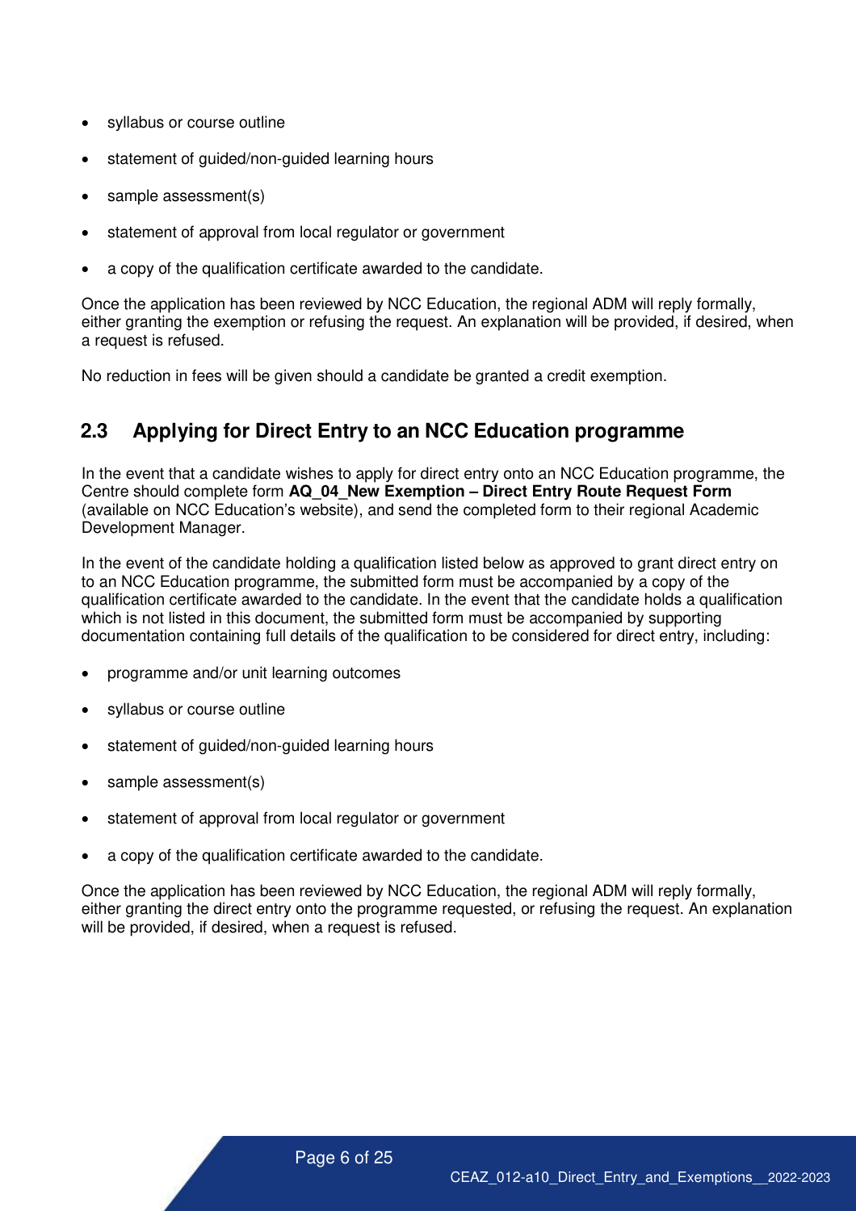- syllabus or course outline
- statement of guided/non-guided learning hours
- sample assessment(s)
- statement of approval from local regulator or government
- a copy of the qualification certificate awarded to the candidate.

Once the application has been reviewed by NCC Education, the regional ADM will reply formally, either granting the exemption or refusing the request. An explanation will be provided, if desired, when a request is refused.

No reduction in fees will be given should a candidate be granted a credit exemption.

## 2.3 Applying for Direct Entry to an NCC Education programme

In the event that a candidate wishes to apply for direct entry onto an NCC Education programme, the Centre should complete form **AQ_04_New Exemption – Direct Entry Route Request Form** (available on NCC Education's website), and send the completed form to their regional Academic Development Manager.

In the event of the candidate holding a qualification listed below as approved to grant direct entry on to an NCC Education programme, the submitted form must be accompanied by a copy of the qualification certificate awarded to the candidate. In the event that the candidate holds a qualification which is not listed in this document, the submitted form must be accompanied by supporting documentation containing full details of the qualification to be considered for direct entry, including:

- programme and/or unit learning outcomes
- syllabus or course outline
- statement of guided/non-guided learning hours
- sample assessment(s)
- statement of approval from local regulator or government
- a copy of the qualification certificate awarded to the candidate.

Once the application has been reviewed by NCC Education, the regional ADM will reply formally, either granting the direct entry onto the programme requested, or refusing the request. An explanation will be provided, if desired, when a request is refused.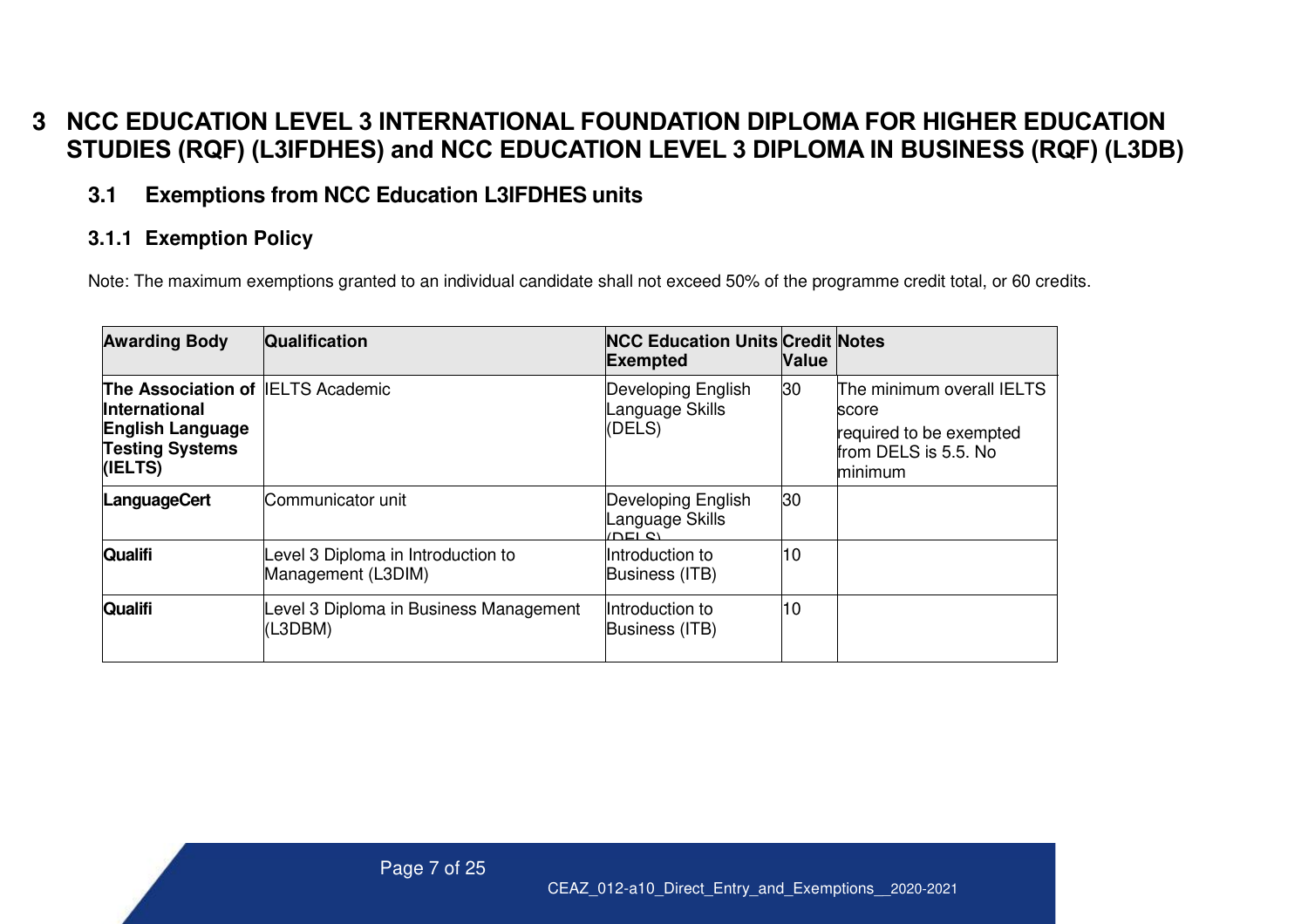# 3 NCC EDUCATION LEVEL 3 INTERNATIONAL FOUNDATION DIPLOMA FOR HIGHER EDUCATION STUDIES (RQF) (L3IFDHES) and NCC EDUCATION LEVEL 3 DIPLOMA IN BUSINESS (RQF) (L3DB)

## 3.1 Exemptions from NCC Education L3IFDHES units

### 3.1.1 Exemption Policy

Note: The maximum exemptions granted to an individual candidate shall not exceed 50% of the programme credit total, or 60 credits.

| Awarding Body | Qualification | NCC Education Units Exempted | Credit Value | Notes |
|---|---|---|---|---|
| **The Association of International English Language Testing Systems (IELTS)** | IELTS Academic | Developing English Language Skills (DELS) | 30 | The minimum overall IELTS score required to be exempted from DELS is 5.5. No minimum |
| **LanguageCert** | Communicator unit | Developing English Language Skills (DELS) | 30 | |
| **Qualifi** | Level 3 Diploma in Introduction to Management (L3DIM) | Introduction to Business (ITB) | 10 | |
| **Qualifi** | Level 3 Diploma in Business Management (L3DBM) | Introduction to Business (ITB) | 10 | |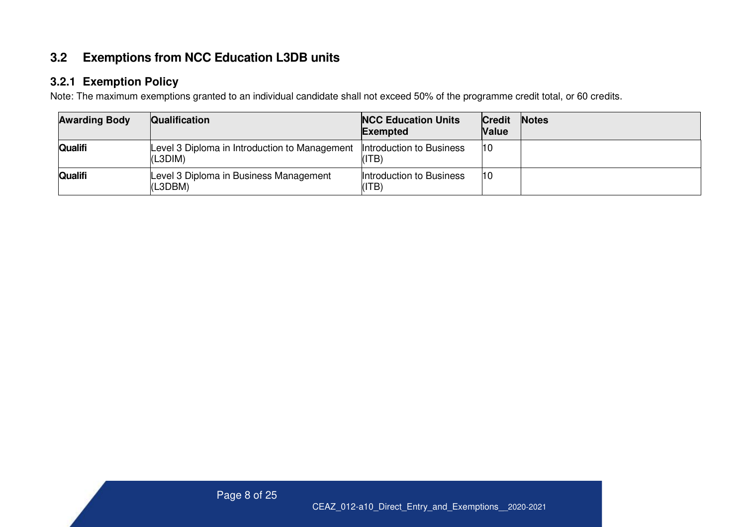## 3.2 Exemptions from NCC Education L3DB units

### 3.2.1 Exemption Policy

Note: The maximum exemptions granted to an individual candidate shall not exceed 50% of the programme credit total, or 60 credits.

| Awarding Body | Qualification | NCC Education Units Exempted | Credit Value | Notes |
|---|---|---|---|---|
| **Qualifi** | Level 3 Diploma in Introduction to Management (L3DIM) | Introduction to Business (ITB) | 10 | |
| **Qualifi** | Level 3 Diploma in Business Management (L3DBM) | Introduction to Business (ITB) | 10 | |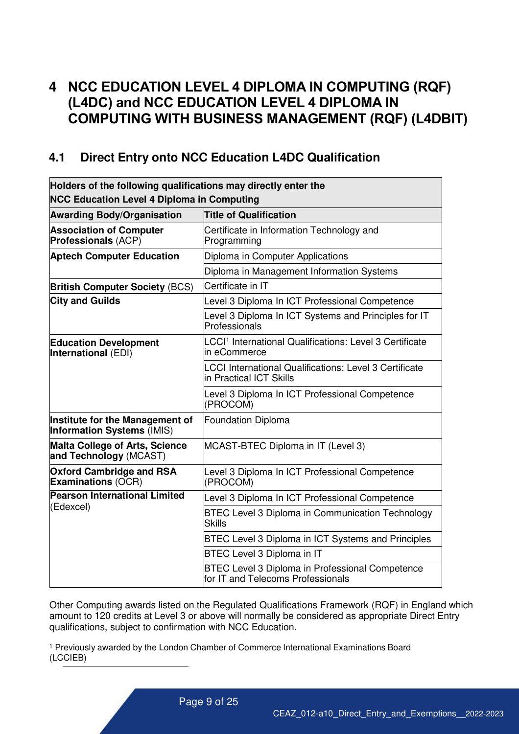# 4 NCC EDUCATION LEVEL 4 DIPLOMA IN COMPUTING (RQF) (L4DC) and NCC EDUCATION LEVEL 4 DIPLOMA IN COMPUTING WITH BUSINESS MANAGEMENT (RQF) (L4DBIT)

## 4.1 Direct Entry onto NCC Education L4DC Qualification

| **Holders of the following qualifications may directly enter the NCC Education Level 4 Diploma in Computing** | |
|---|---|
| **Awarding Body/Organisation** | **Title of Qualification** |
| **Association of Computer Professionals** (ACP) | Certificate in Information Technology and Programming |
| **Aptech Computer Education** | Diploma in Computer Applications |
| | Diploma in Management Information Systems |
| **British Computer Society** (BCS) | Certificate in IT |
| **City and Guilds** | Level 3 Diploma In ICT Professional Competence |
| | Level 3 Diploma In ICT Systems and Principles for IT Professionals |
| **Education Development International** (EDI) | LCCI[1] International Qualifications: Level 3 Certificate in eCommerce |
| | LCCI International Qualifications: Level 3 Certificate in Practical ICT Skills |
| | Level 3 Diploma In ICT Professional Competence (PROCOM) |
| **Institute for the Management of Information Systems** (IMIS) | Foundation Diploma |
| **Malta College of Arts, Science and Technology** (MCAST) | MCAST-BTEC Diploma in IT (Level 3) |
| **Oxford Cambridge and RSA Examinations** (OCR) | Level 3 Diploma In ICT Professional Competence (PROCOM) |
| **Pearson International Limited** (Edexcel) | Level 3 Diploma In ICT Professional Competence |
| | BTEC Level 3 Diploma in Communication Technology Skills |
| | BTEC Level 3 Diploma in ICT Systems and Principles |
| | BTEC Level 3 Diploma in IT |
| | BTEC Level 3 Diploma in Professional Competence for IT and Telecoms Professionals |

Other Computing awards listed on the Regulated Qualifications Framework (RQF) in England which amount to 120 credits at Level 3 or above will normally be considered as appropriate Direct Entry qualifications, subject to confirmation with NCC Education.

[1] Previously awarded by the London Chamber of Commerce International Examinations Board (LCCIEB)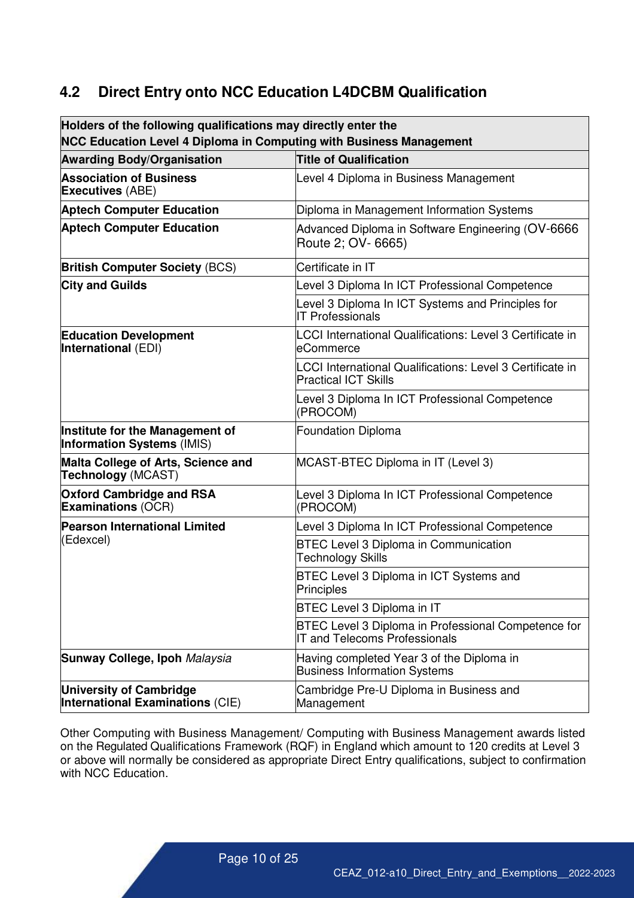## 4.2 Direct Entry onto NCC Education L4DCBM Qualification

| **Holders of the following qualifications may directly enter the NCC Education Level 4 Diploma in Computing with Business Management** | |
|---|---|
| **Awarding Body/Organisation** | **Title of Qualification** |
| **Association of Business Executives** (ABE) | Level 4 Diploma in Business Management |
| **Aptech Computer Education** | Diploma in Management Information Systems |
| **Aptech Computer Education** | Advanced Diploma in Software Engineering (OV-6666 Route 2; OV- 6665) |
| **British Computer Society** (BCS) | Certificate in IT |
| **City and Guilds** | Level 3 Diploma In ICT Professional Competence |
| | Level 3 Diploma In ICT Systems and Principles for IT Professionals |
| **Education Development International** (EDI) | LCCI International Qualifications: Level 3 Certificate in eCommerce |
| | LCCI International Qualifications: Level 3 Certificate in Practical ICT Skills |
| | Level 3 Diploma In ICT Professional Competence (PROCOM) |
| **Institute for the Management of Information Systems** (IMIS) | Foundation Diploma |
| **Malta College of Arts, Science and Technology** (MCAST) | MCAST-BTEC Diploma in IT (Level 3) |
| **Oxford Cambridge and RSA Examinations** (OCR) | Level 3 Diploma In ICT Professional Competence (PROCOM) |
| **Pearson International Limited** (Edexcel) | Level 3 Diploma In ICT Professional Competence |
| | BTEC Level 3 Diploma in Communication Technology Skills |
| | BTEC Level 3 Diploma in ICT Systems and Principles |
| | BTEC Level 3 Diploma in IT |
| | BTEC Level 3 Diploma in Professional Competence for IT and Telecoms Professionals |
| **Sunway College, Ipoh** *Malaysia* | Having completed Year 3 of the Diploma in Business Information Systems |
| **University of Cambridge International Examinations** (CIE) | Cambridge Pre-U Diploma in Business and Management |

Other Computing with Business Management/ Computing with Business Management awards listed on the Regulated Qualifications Framework (RQF) in England which amount to 120 credits at Level 3 or above will normally be considered as appropriate Direct Entry qualifications, subject to confirmation with NCC Education.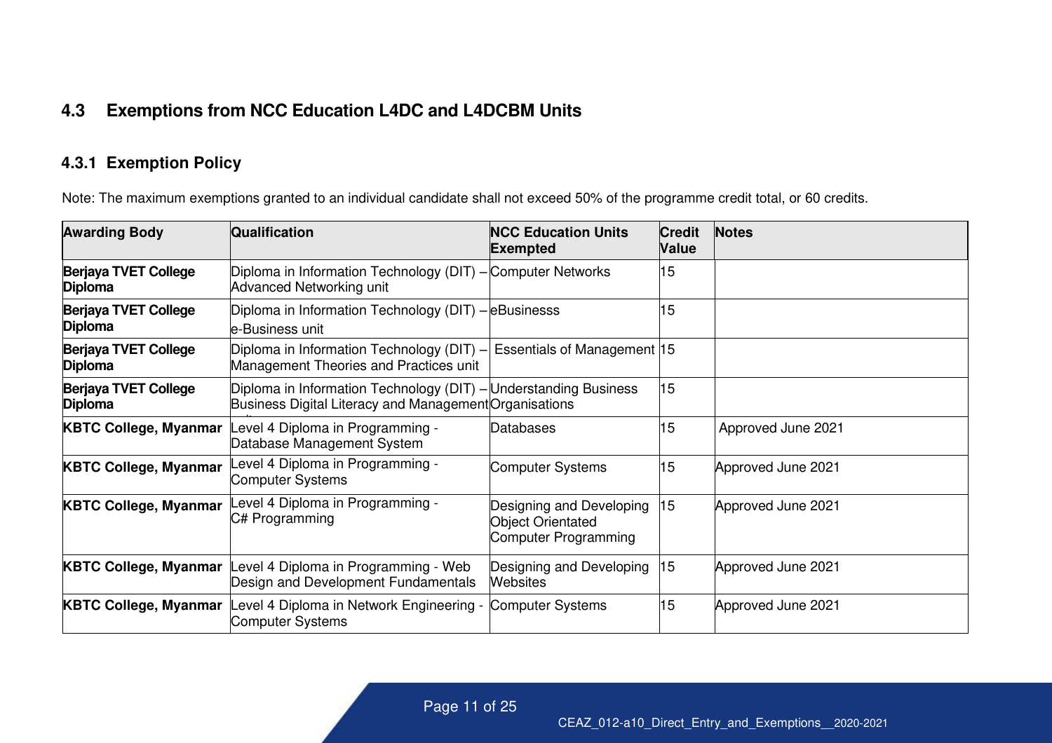## 4.3 Exemptions from NCC Education L4DC and L4DCBM Units

### 4.3.1 Exemption Policy

Note: The maximum exemptions granted to an individual candidate shall not exceed 50% of the programme credit total, or 60 credits.

| Awarding Body | Qualification | NCC Education Units Exempted | Credit Value | Notes |
|---|---|---|---|---|
| **Berjaya TVET College Diploma** | Diploma in Information Technology (DIT) – Advanced Networking unit | Computer Networks | 15 | |
| **Berjaya TVET College Diploma** | Diploma in Information Technology (DIT) – e-Business unit | eBusinesss | 15 | |
| **Berjaya TVET College Diploma** | Diploma in Information Technology (DIT) – Management Theories and Practices unit | Essentials of Management | 15 | |
| **Berjaya TVET College Diploma** | Diploma in Information Technology (DIT) – Business Digital Literacy and Management unit | Understanding Business Organisations | 15 | |
| **KBTC College, Myanmar** | Level 4 Diploma in Programming - Database Management System | Databases | 15 | Approved June 2021 |
| **KBTC College, Myanmar** | Level 4 Diploma in Programming - Computer Systems | Computer Systems | 15 | Approved June 2021 |
| **KBTC College, Myanmar** | Level 4 Diploma in Programming - C# Programming | Designing and Developing Object Orientated Computer Programming | 15 | Approved June 2021 |
| **KBTC College, Myanmar** | Level 4 Diploma in Programming - Web Design and Development Fundamentals | Designing and Developing Websites | 15 | Approved June 2021 |
| **KBTC College, Myanmar** | Level 4 Diploma in Network Engineering - Computer Systems | Computer Systems | 15 | Approved June 2021 |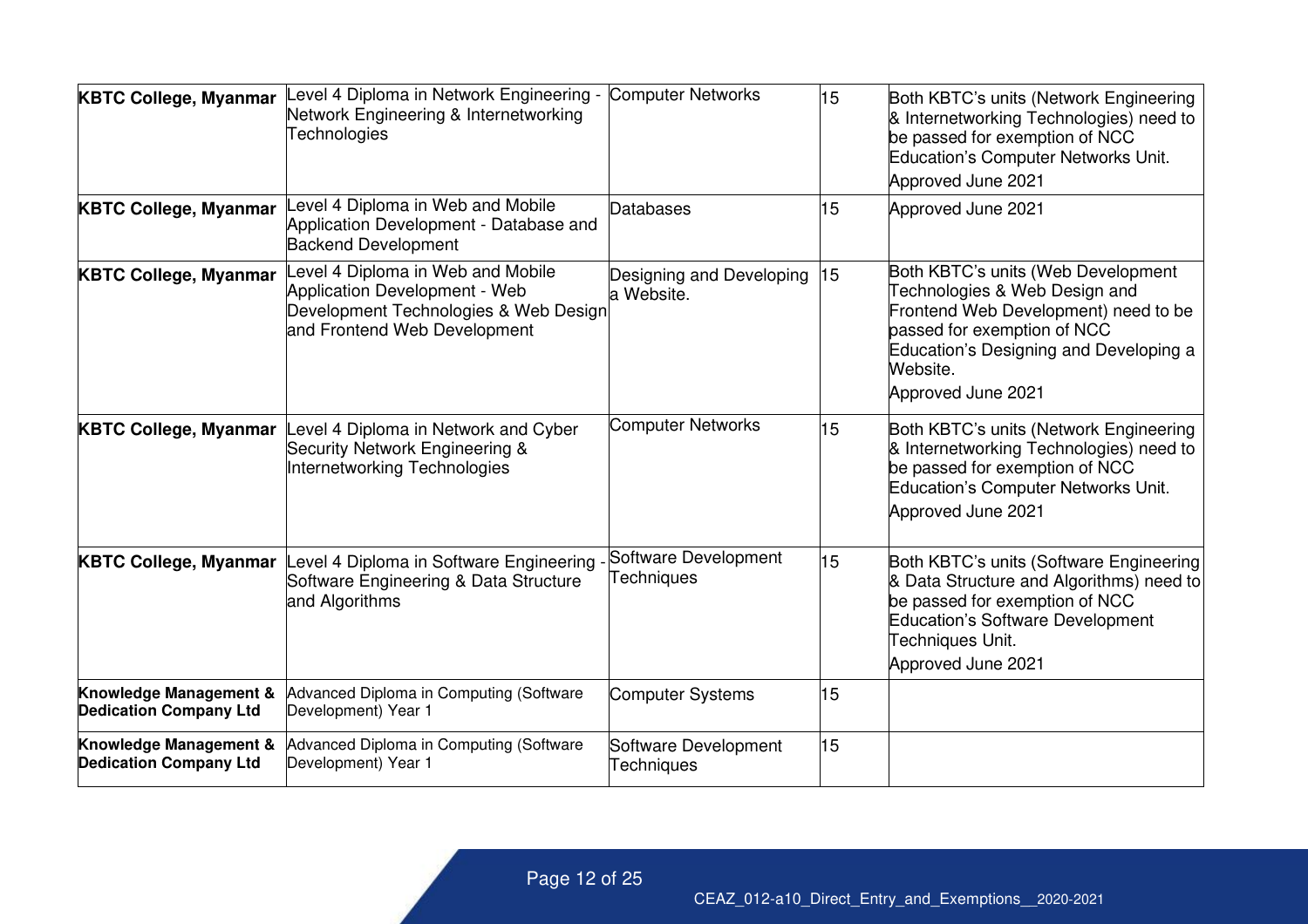| KBTC College, Myanmar | Level 4 Diploma in Network Engineering - Network Engineering & Internetworking Technologies | Computer Networks | 15 | Both KBTC's units (Network Engineering & Internetworking Technologies) need to be passed for exemption of NCC Education's Computer Networks Unit. Approved June 2021 |
|---|---|---|---|---|
| **KBTC College, Myanmar** | Level 4 Diploma in Web and Mobile Application Development - Database and Backend Development | Databases | 15 | Approved June 2021 |
| **KBTC College, Myanmar** | Level 4 Diploma in Web and Mobile Application Development - Web Development Technologies & Web Design and Frontend Web Development | Designing and Developing a Website. | 15 | Both KBTC's units (Web Development Technologies & Web Design and Frontend Web Development) need to be passed for exemption of NCC Education's Designing and Developing a Website. Approved June 2021 |
| **KBTC College, Myanmar** | Level 4 Diploma in Network and Cyber Security Network Engineering & Internetworking Technologies | Computer Networks | 15 | Both KBTC's units (Network Engineering & Internetworking Technologies) need to be passed for exemption of NCC Education's Computer Networks Unit. Approved June 2021 |
| **KBTC College, Myanmar** | Level 4 Diploma in Software Engineering - Software Engineering & Data Structure and Algorithms | Software Development Techniques | 15 | Both KBTC's units (Software Engineering & Data Structure and Algorithms) need to be passed for exemption of NCC Education's Software Development Techniques Unit. Approved June 2021 |
| **Knowledge Management & Dedication Company Ltd** | Advanced Diploma in Computing (Software Development) Year 1 | Computer Systems | 15 | |
| **Knowledge Management & Dedication Company Ltd** | Advanced Diploma in Computing (Software Development) Year 1 | Software Development Techniques | 15 | |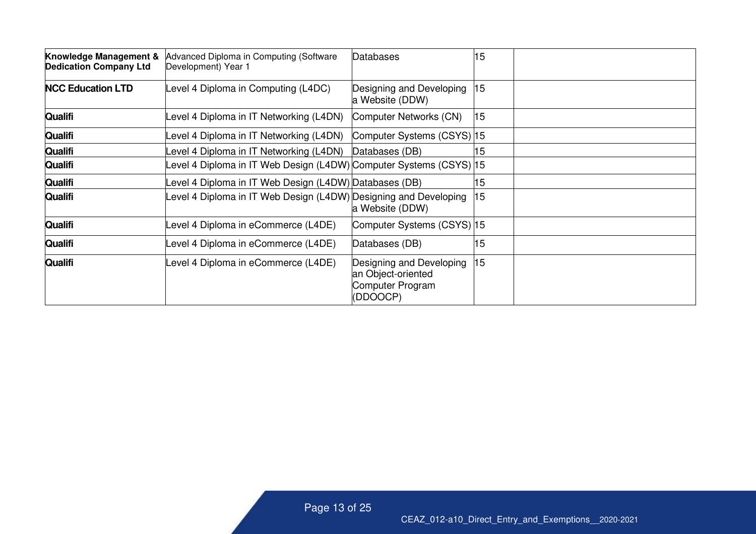| | | | | |
|---|---|---|---|---|
| **Knowledge Management & Dedication Company Ltd** | Advanced Diploma in Computing (Software Development) Year 1 | Databases | 15 | |
| **NCC Education LTD** | Level 4 Diploma in Computing (L4DC) | Designing and Developing a Website (DDW) | 15 | |
| **Qualifi** | Level 4 Diploma in IT Networking (L4DN) | Computer Networks (CN) | 15 | |
| **Qualifi** | Level 4 Diploma in IT Networking (L4DN) | Computer Systems (CSYS) | 15 | |
| **Qualifi** | Level 4 Diploma in IT Networking (L4DN) | Databases (DB) | 15 | |
| **Qualifi** | Level 4 Diploma in IT Web Design (L4DW) | Computer Systems (CSYS) | 15 | |
| **Qualifi** | Level 4 Diploma in IT Web Design (L4DW) | Databases (DB) | 15 | |
| **Qualifi** | Level 4 Diploma in IT Web Design (L4DW) | Designing and Developing a Website (DDW) | 15 | |
| **Qualifi** | Level 4 Diploma in eCommerce (L4DE) | Computer Systems (CSYS) | 15 | |
| **Qualifi** | Level 4 Diploma in eCommerce (L4DE) | Databases (DB) | 15 | |
| **Qualifi** | Level 4 Diploma in eCommerce (L4DE) | Designing and Developing an Object-oriented Computer Program (DDOOCP) | 15 | |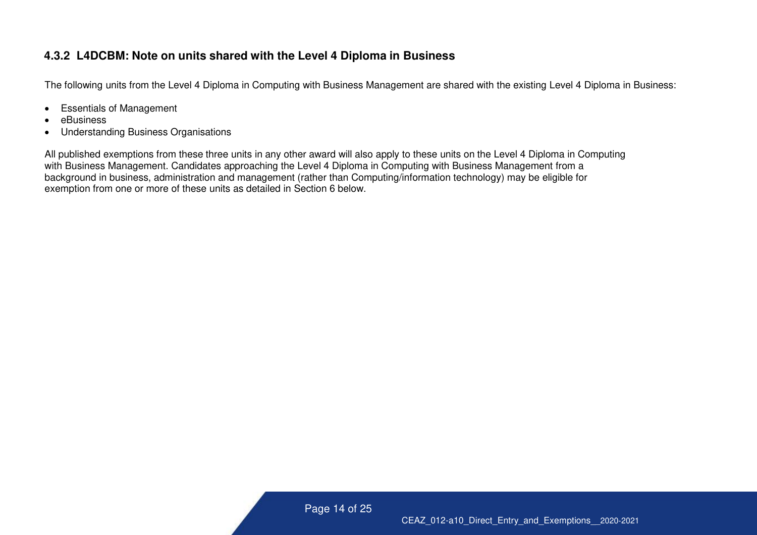### 4.3.2 L4DCBM: Note on units shared with the Level 4 Diploma in Business

The following units from the Level 4 Diploma in Computing with Business Management are shared with the existing Level 4 Diploma in Business:

- Essentials of Management
- eBusiness
- Understanding Business Organisations

All published exemptions from these three units in any other award will also apply to these units on the Level 4 Diploma in Computing with Business Management. Candidates approaching the Level 4 Diploma in Computing with Business Management from a background in business, administration and management (rather than Computing/information technology) may be eligible for exemption from one or more of these units as detailed in Section 6 below.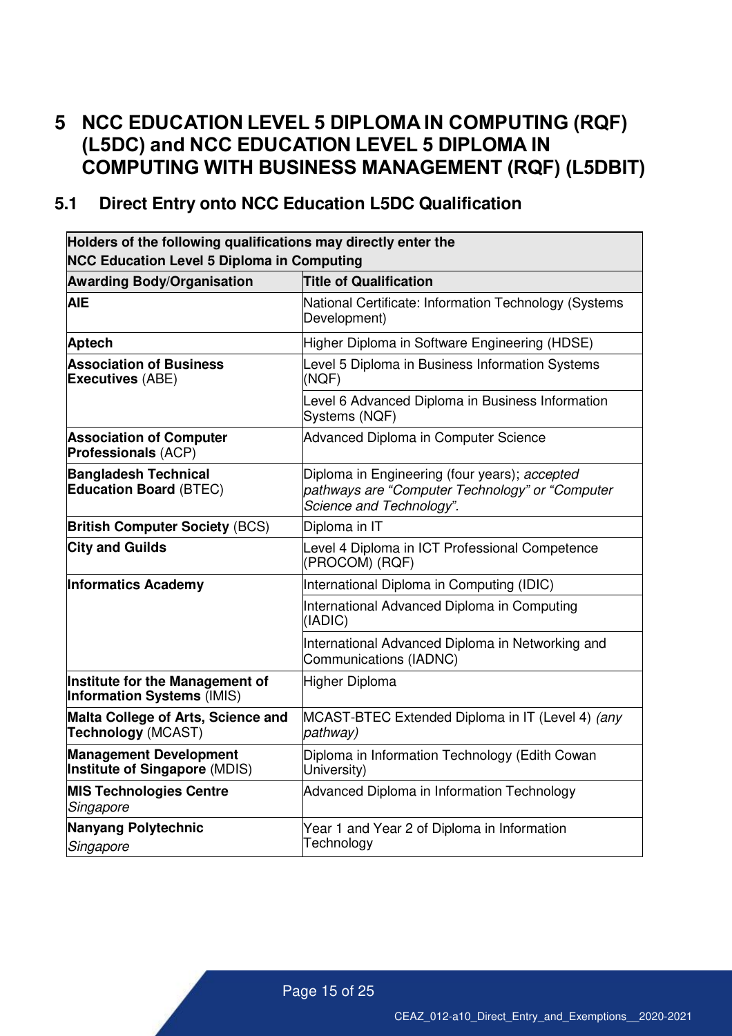# 5 NCC EDUCATION LEVEL 5 DIPLOMA IN COMPUTING (RQF) (L5DC) and NCC EDUCATION LEVEL 5 DIPLOMA IN COMPUTING WITH BUSINESS MANAGEMENT (RQF) (L5DBIT)

## 5.1 Direct Entry onto NCC Education L5DC Qualification

| **Holders of the following qualifications may directly enter the NCC Education Level 5 Diploma in Computing** | |
|---|---|
| **Awarding Body/Organisation** | **Title of Qualification** |
| **AIE** | National Certificate: Information Technology (Systems Development) |
| **Aptech** | Higher Diploma in Software Engineering (HDSE) |
| **Association of Business Executives** (ABE) | Level 5 Diploma in Business Information Systems (NQF) |
| | Level 6 Advanced Diploma in Business Information Systems (NQF) |
| **Association of Computer Professionals** (ACP) | Advanced Diploma in Computer Science |
| **Bangladesh Technical Education Board** (BTEC) | Diploma in Engineering (four years); *accepted pathways are "Computer Technology" or "Computer Science and Technology".* |
| **British Computer Society** (BCS) | Diploma in IT |
| **City and Guilds** | Level 4 Diploma in ICT Professional Competence (PROCOM) (RQF) |
| **Informatics Academy** | International Diploma in Computing (IDIC) |
| | International Advanced Diploma in Computing (IADIC) |
| | International Advanced Diploma in Networking and Communications (IADNC) |
| **Institute for the Management of Information Systems** (IMIS) | Higher Diploma |
| **Malta College of Arts, Science and Technology** (MCAST) | MCAST-BTEC Extended Diploma in IT (Level 4) *(any pathway)* |
| **Management Development Institute of Singapore** (MDIS) | Diploma in Information Technology (Edith Cowan University) |
| **MIS Technologies Centre** *Singapore* | Advanced Diploma in Information Technology |
| **Nanyang Polytechnic** *Singapore* | Year 1 and Year 2 of Diploma in Information Technology |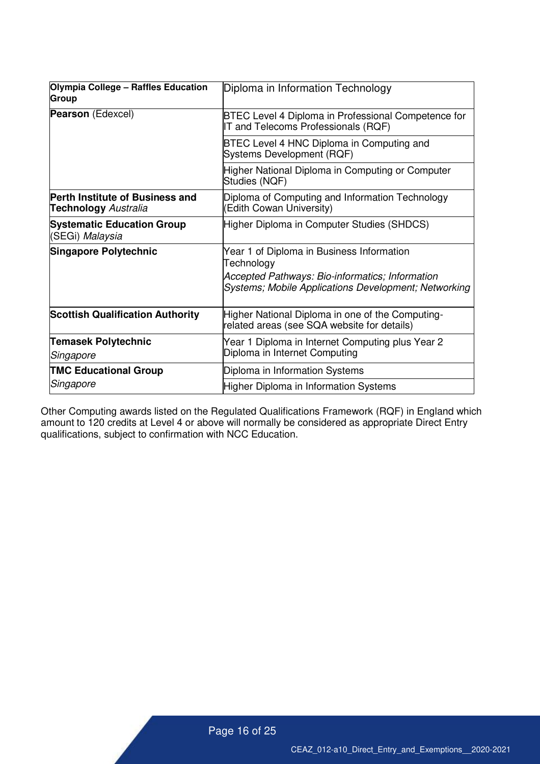| | |
|---|---|
| **Olympia College – Raffles Education Group** | Diploma in Information Technology |
| **Pearson** (Edexcel) | BTEC Level 4 Diploma in Professional Competence for IT and Telecoms Professionals (RQF) |
| | BTEC Level 4 HNC Diploma in Computing and Systems Development (RQF) |
| | Higher National Diploma in Computing or Computer Studies (NQF) |
| **Perth Institute of Business and Technology** *Australia* | Diploma of Computing and Information Technology (Edith Cowan University) |
| **Systematic Education Group** (SEGi) *Malaysia* | Higher Diploma in Computer Studies (SHDCS) |
| **Singapore Polytechnic** | Year 1 of Diploma in Business Information Technology<br>*Accepted Pathways: Bio-informatics; Information Systems; Mobile Applications Development; Networking* |
| **Scottish Qualification Authority** | Higher National Diploma in one of the Computing-related areas (see SQA website for details) |
| **Temasek Polytechnic** *Singapore* | Year 1 Diploma in Internet Computing plus Year 2 Diploma in Internet Computing |
| **TMC Educational Group** *Singapore* | Diploma in Information Systems |
| | Higher Diploma in Information Systems |

Other Computing awards listed on the Regulated Qualifications Framework (RQF) in England which amount to 120 credits at Level 4 or above will normally be considered as appropriate Direct Entry qualifications, subject to confirmation with NCC Education.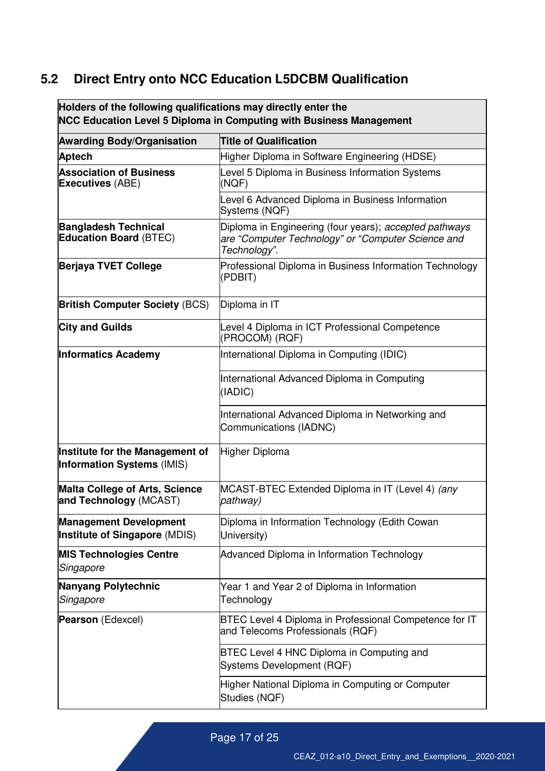## 5.2 Direct Entry onto NCC Education L5DCBM Qualification

| **Holders of the following qualifications may directly enter the NCC Education Level 5 Diploma in Computing with Business Management** | |
|---|---|
| **Awarding Body/Organisation** | **Title of Qualification** |
| **Aptech** | Higher Diploma in Software Engineering (HDSE) |
| **Association of Business Executives** (ABE) | Level 5 Diploma in Business Information Systems (NQF) |
| | Level 6 Advanced Diploma in Business Information Systems (NQF) |
| **Bangladesh Technical Education Board** (BTEC) | Diploma in Engineering (four years); *accepted pathways are "Computer Technology" or "Computer Science and Technology".* |
| **Berjaya TVET College** | Professional Diploma in Business Information Technology (PDBIT) |
| **British Computer Society** (BCS) | Diploma in IT |
| **City and Guilds** | Level 4 Diploma in ICT Professional Competence (PROCOM) (RQF) |
| **Informatics Academy** | International Diploma in Computing (IDIC) |
| | International Advanced Diploma in Computing (IADIC) |
| | International Advanced Diploma in Networking and Communications (IADNC) |
| **Institute for the Management of Information Systems** (IMIS) | Higher Diploma |
| **Malta College of Arts, Science and Technology** (MCAST) | MCAST-BTEC Extended Diploma in IT (Level 4) *(any pathway)* |
| **Management Development Institute of Singapore** (MDIS) | Diploma in Information Technology (Edith Cowan University) |
| **MIS Technologies Centre** *Singapore* | Advanced Diploma in Information Technology |
| **Nanyang Polytechnic** *Singapore* | Year 1 and Year 2 of Diploma in Information Technology |
| **Pearson** (Edexcel) | BTEC Level 4 Diploma in Professional Competence for IT and Telecoms Professionals (RQF) |
| | BTEC Level 4 HNC Diploma in Computing and Systems Development (RQF) |
| | Higher National Diploma in Computing or Computer Studies (NQF) |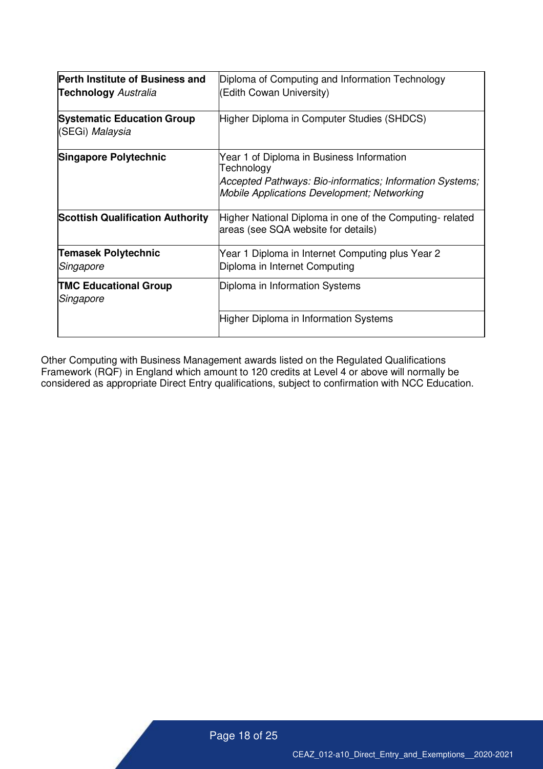| | |
|---|---|
| **Perth Institute of Business and Technology** *Australia* | Diploma of Computing and Information Technology (Edith Cowan University) |
| **Systematic Education Group** (SEGi) *Malaysia* | Higher Diploma in Computer Studies (SHDCS) |
| **Singapore Polytechnic** | Year 1 of Diploma in Business Information Technology *Accepted Pathways: Bio-informatics; Information Systems; Mobile Applications Development; Networking* |
| **Scottish Qualification Authority** | Higher National Diploma in one of the Computing- related areas (see SQA website for details) |
| **Temasek Polytechnic** *Singapore* | Year 1 Diploma in Internet Computing plus Year 2 Diploma in Internet Computing |
| **TMC Educational Group** *Singapore* | Diploma in Information Systems |
| | Higher Diploma in Information Systems |

Other Computing with Business Management awards listed on the Regulated Qualifications Framework (RQF) in England which amount to 120 credits at Level 4 or above will normally be considered as appropriate Direct Entry qualifications, subject to confirmation with NCC Education.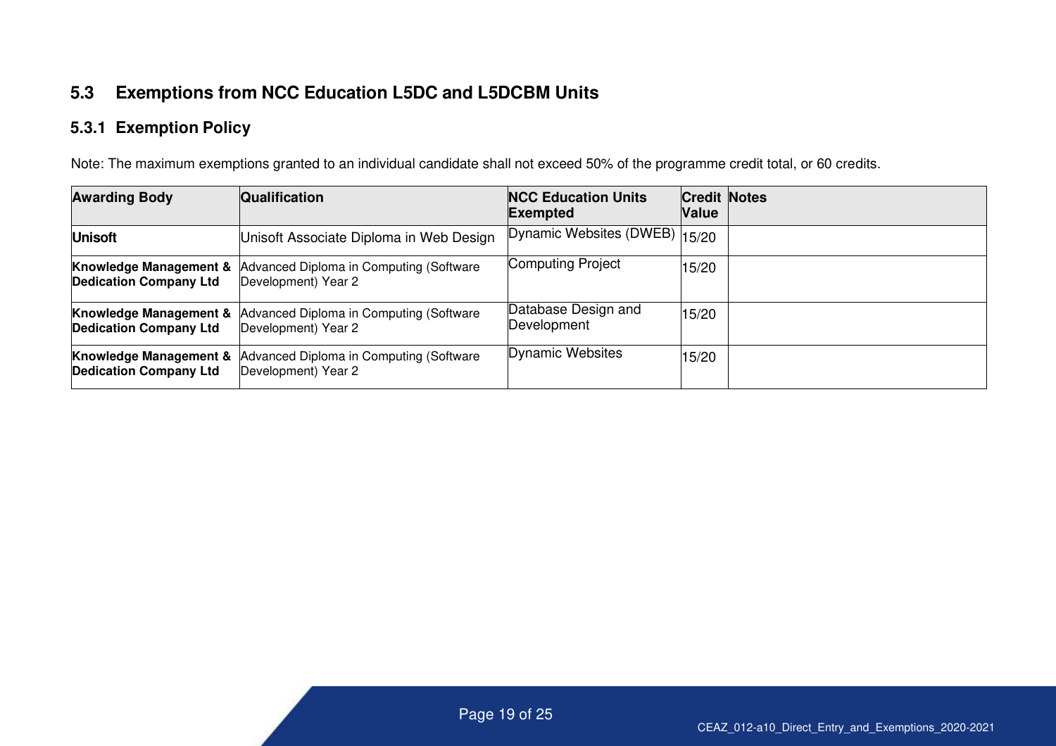## 5.3 Exemptions from NCC Education L5DC and L5DCBM Units

### 5.3.1 Exemption Policy

Note: The maximum exemptions granted to an individual candidate shall not exceed 50% of the programme credit total, or 60 credits.

| Awarding Body | Qualification | NCC Education Units Exempted | Credit Value | Notes |
|---|---|---|---|---|
| **Unisoft** | Unisoft Associate Diploma in Web Design | Dynamic Websites (DWEB) | 15/20 | |
| **Knowledge Management & Dedication Company Ltd** | Advanced Diploma in Computing (Software Development) Year 2 | Computing Project | 15/20 | |
| **Knowledge Management & Dedication Company Ltd** | Advanced Diploma in Computing (Software Development) Year 2 | Database Design and Development | 15/20 | |
| **Knowledge Management & Dedication Company Ltd** | Advanced Diploma in Computing (Software Development) Year 2 | Dynamic Websites | 15/20 | |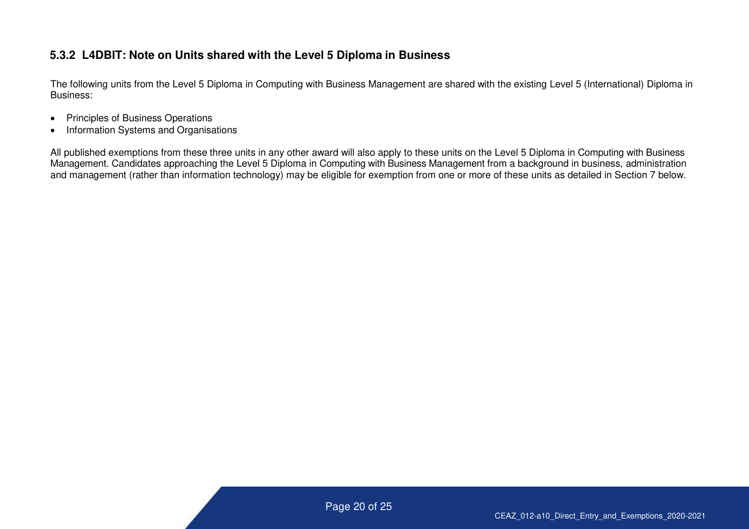### 5.3.2 L4DBIT: Note on Units shared with the Level 5 Diploma in Business

The following units from the Level 5 Diploma in Computing with Business Management are shared with the existing Level 5 (International) Diploma in Business:

- Principles of Business Operations
- Information Systems and Organisations

All published exemptions from these three units in any other award will also apply to these units on the Level 5 Diploma in Computing with Business Management. Candidates approaching the Level 5 Diploma in Computing with Business Management from a background in business, administration and management (rather than information technology) may be eligible for exemption from one or more of these units as detailed in Section 7 below.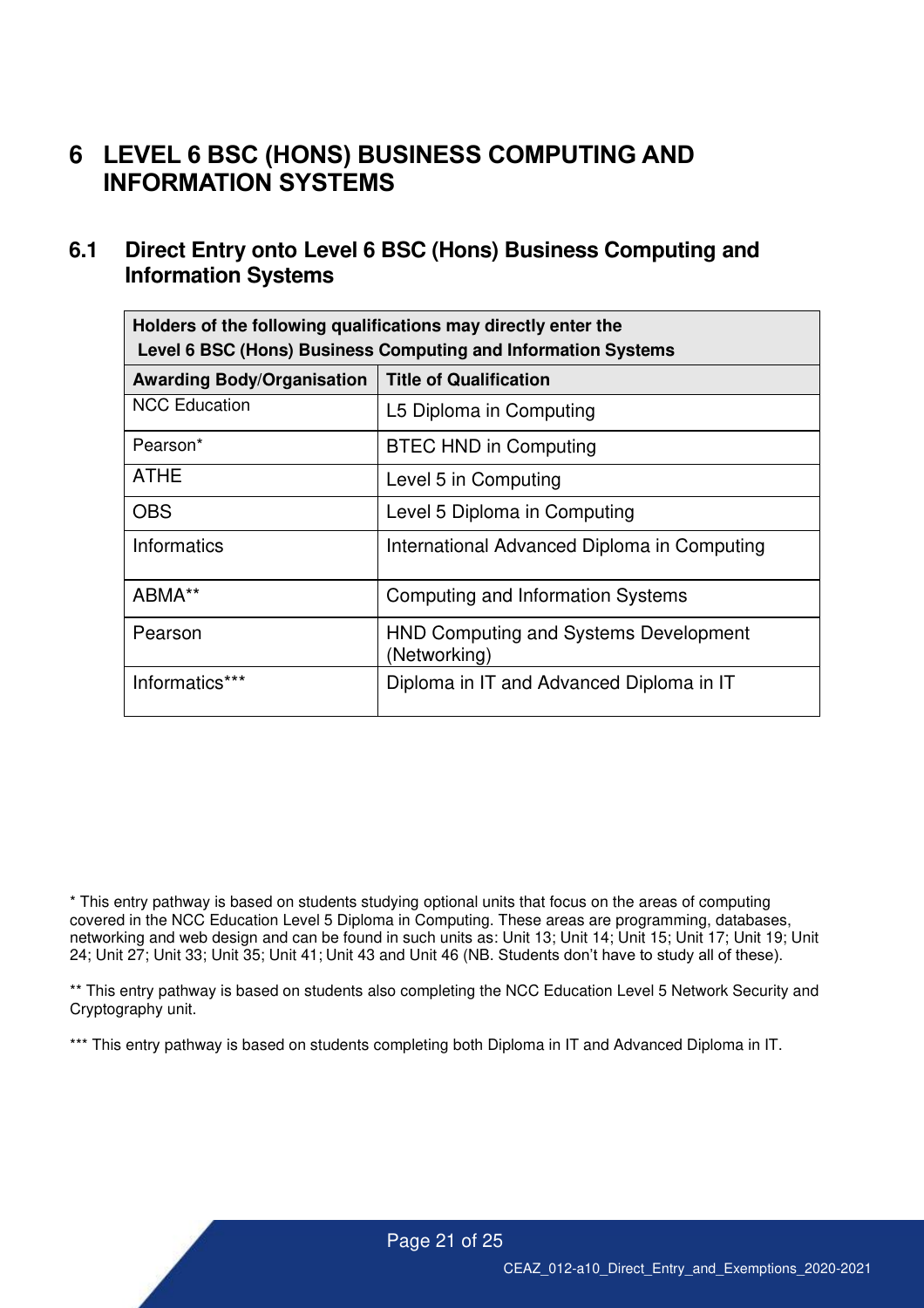# 6 LEVEL 6 BSC (HONS) BUSINESS COMPUTING AND INFORMATION SYSTEMS

## 6.1 Direct Entry onto Level 6 BSC (Hons) Business Computing and Information Systems

| Holders of the following qualifications may directly enter the Level 6 BSC (Hons) Business Computing and Information Systems | |
|---|---|
| **Awarding Body/Organisation** | **Title of Qualification** |
| NCC Education | L5 Diploma in Computing |
| Pearson* | BTEC HND in Computing |
| ATHE | Level 5 in Computing |
| OBS | Level 5 Diploma in Computing |
| Informatics | International Advanced Diploma in Computing |
| ABMA** | Computing and Information Systems |
| Pearson | HND Computing and Systems Development (Networking) |
| Informatics*** | Diploma in IT and Advanced Diploma in IT |

* This entry pathway is based on students studying optional units that focus on the areas of computing covered in the NCC Education Level 5 Diploma in Computing. These areas are programming, databases, networking and web design and can be found in such units as: Unit 13; Unit 14; Unit 15; Unit 17; Unit 19; Unit 24; Unit 27; Unit 33; Unit 35; Unit 41; Unit 43 and Unit 46 (NB. Students don't have to study all of these).

** This entry pathway is based on students also completing the NCC Education Level 5 Network Security and Cryptography unit.

*** This entry pathway is based on students completing both Diploma in IT and Advanced Diploma in IT.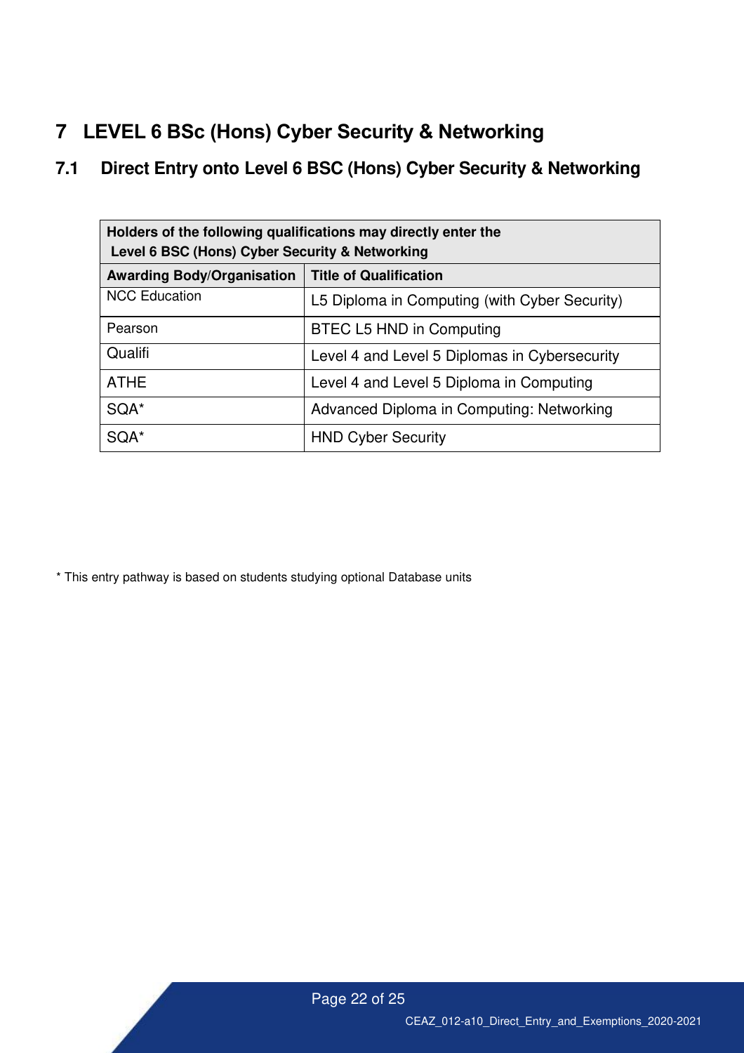# 7 LEVEL 6 BSc (Hons) Cyber Security & Networking

## 7.1 Direct Entry onto Level 6 BSC (Hons) Cyber Security & Networking

| **Holders of the following qualifications may directly enter the Level 6 BSC (Hons) Cyber Security & Networking** | |
|---|---|
| **Awarding Body/Organisation** | **Title of Qualification** |
| NCC Education | L5 Diploma in Computing (with Cyber Security) |
| Pearson | BTEC L5 HND in Computing |
| Qualifi | Level 4 and Level 5 Diplomas in Cybersecurity |
| ATHE | Level 4 and Level 5 Diploma in Computing |
| SQA* | Advanced Diploma in Computing: Networking |
| SQA* | HND Cyber Security |

* This entry pathway is based on students studying optional Database units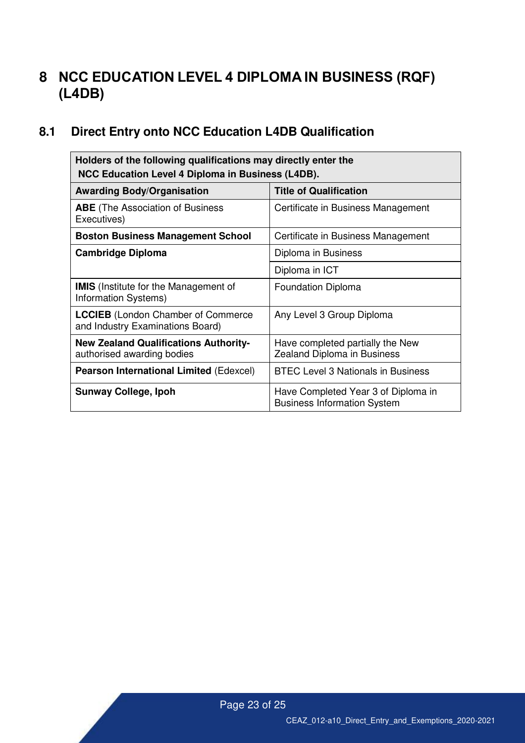# 8 NCC EDUCATION LEVEL 4 DIPLOMA IN BUSINESS (RQF) (L4DB)

## 8.1 Direct Entry onto NCC Education L4DB Qualification

| **Holders of the following qualifications may directly enter the NCC Education Level 4 Diploma in Business (L4DB).** | |
|---|---|
| **Awarding Body/Organisation** | **Title of Qualification** |
| **ABE** (The Association of Business Executives) | Certificate in Business Management |
| **Boston Business Management School** | Certificate in Business Management |
| **Cambridge Diploma** | Diploma in Business |
| | Diploma in ICT |
| **IMIS** (Institute for the Management of Information Systems) | Foundation Diploma |
| **LCCIEB** (London Chamber of Commerce and Industry Examinations Board) | Any Level 3 Group Diploma |
| **New Zealand Qualifications Authority-** authorised awarding bodies | Have completed partially the New Zealand Diploma in Business |
| **Pearson International Limited** (Edexcel) | BTEC Level 3 Nationals in Business |
| **Sunway College, Ipoh** | Have Completed Year 3 of Diploma in Business Information System |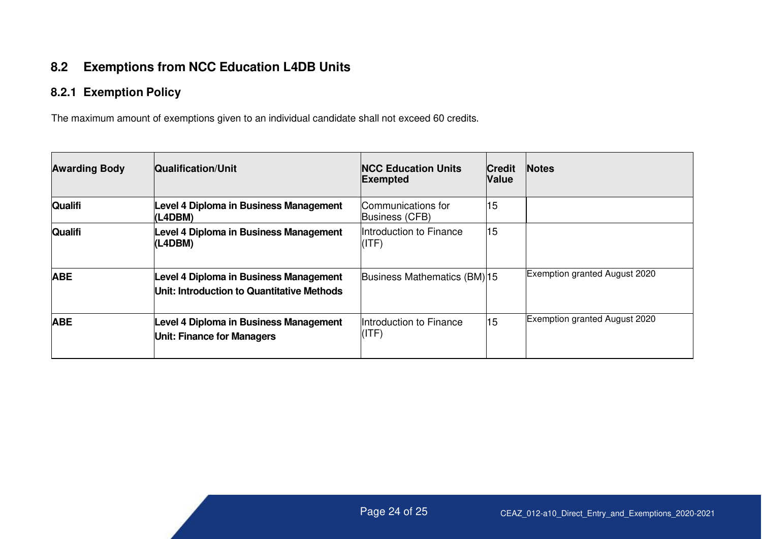## 8.2 Exemptions from NCC Education L4DB Units

### 8.2.1 Exemption Policy

The maximum amount of exemptions given to an individual candidate shall not exceed 60 credits.

| Awarding Body | Qualification/Unit | NCC Education Units Exempted | Credit Value | Notes |
|---|---|---|---|---|
| **Qualifi** | **Level 4 Diploma in Business Management (L4DBM)** | Communications for Business (CFB) | 15 | |
| **Qualifi** | **Level 4 Diploma in Business Management (L4DBM)** | Introduction to Finance (ITF) | 15 | |
| **ABE** | **Level 4 Diploma in Business Management**<br>**Unit: Introduction to Quantitative Methods** | Business Mathematics (BM) | 15 | Exemption granted August 2020 |
| **ABE** | **Level 4 Diploma in Business Management**<br>**Unit: Finance for Managers** | Introduction to Finance (ITF) | 15 | Exemption granted August 2020 |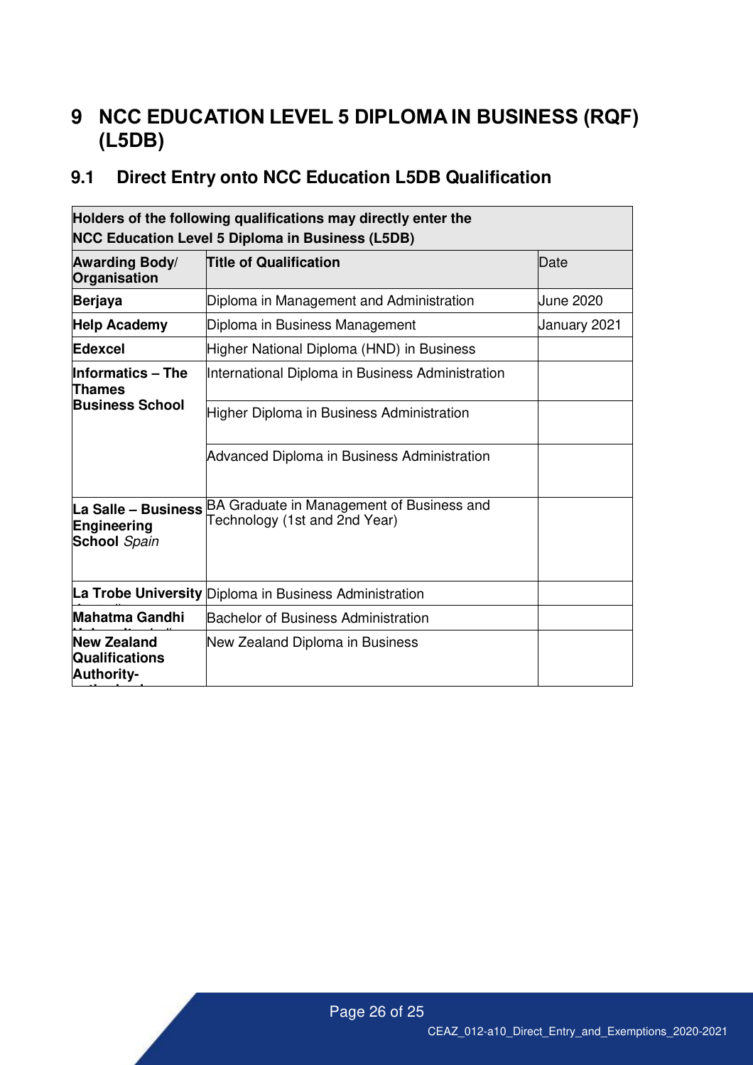# 9 NCC EDUCATION LEVEL 5 DIPLOMA IN BUSINESS (RQF) (L5DB)

## 9.1 Direct Entry onto NCC Education L5DB Qualification

| Holders of the following qualifications may directly enter the NCC Education Level 5 Diploma in Business (L5DB) | | |
|---|---|---|
| **Awarding Body/ Organisation** | **Title of Qualification** | Date |
| **Berjaya** | Diploma in Management and Administration | June 2020 |
| **Help Academy** | Diploma in Business Management | January 2021 |
| **Edexcel** | Higher National Diploma (HND) in Business | |
| **Informatics – The Thames Business School** | International Diploma in Business Administration | |
| | Higher Diploma in Business Administration | |
| | Advanced Diploma in Business Administration | |
| **La Salle – Business Engineering School** *Spain* | BA Graduate in Management of Business and Technology (1st and 2nd Year) | |
| **La Trobe University** | Diploma in Business Administration | |
| **Mahatma Gandhi** | Bachelor of Business Administration | |
| **New Zealand Qualifications Authority-** | New Zealand Diploma in Business | |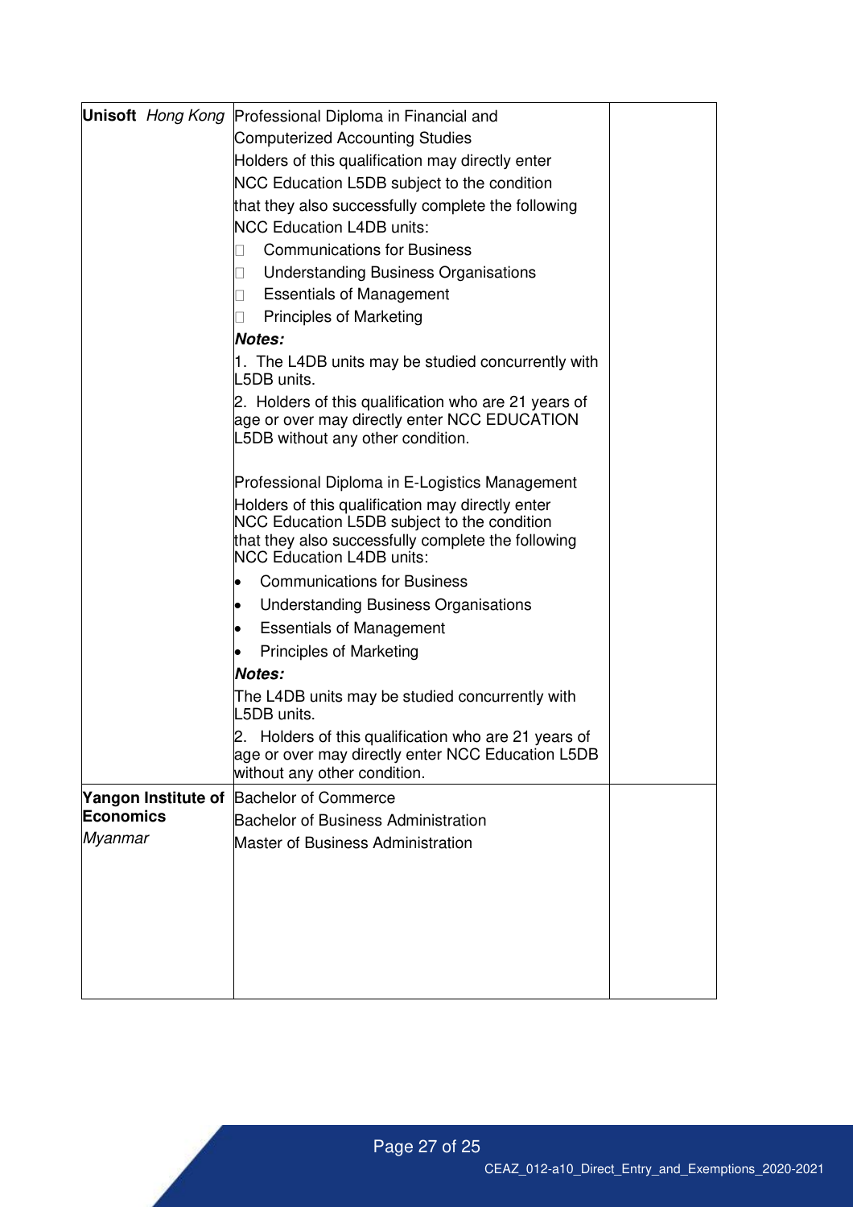| | | |
|---|---|---|
| **Unisoft** *Hong Kong* | Professional Diploma in Financial and Computerized Accounting Studies<br>Holders of this qualification may directly enter NCC Education L5DB subject to the condition that they also successfully complete the following NCC Education L4DB units:<br>- Communications for Business<br>- Understanding Business Organisations<br>- Essentials of Management<br>- Principles of Marketing<br>***Notes:***<br>1. The L4DB units may be studied concurrently with L5DB units.<br>2. Holders of this qualification who are 21 years of age or over may directly enter NCC EDUCATION L5DB without any other condition.<br><br>Professional Diploma in E-Logistics Management<br>Holders of this qualification may directly enter NCC Education L5DB subject to the condition that they also successfully complete the following NCC Education L4DB units:<br>- Communications for Business<br>- Understanding Business Organisations<br>- Essentials of Management<br>- Principles of Marketing<br>***Notes:***<br>The L4DB units may be studied concurrently with L5DB units.<br>2. Holders of this qualification who are 21 years of age or over may directly enter NCC Education L5DB without any other condition. | |
| **Yangon Institute of Economics** *Myanmar* | Bachelor of Commerce<br>Bachelor of Business Administration<br>Master of Business Administration | |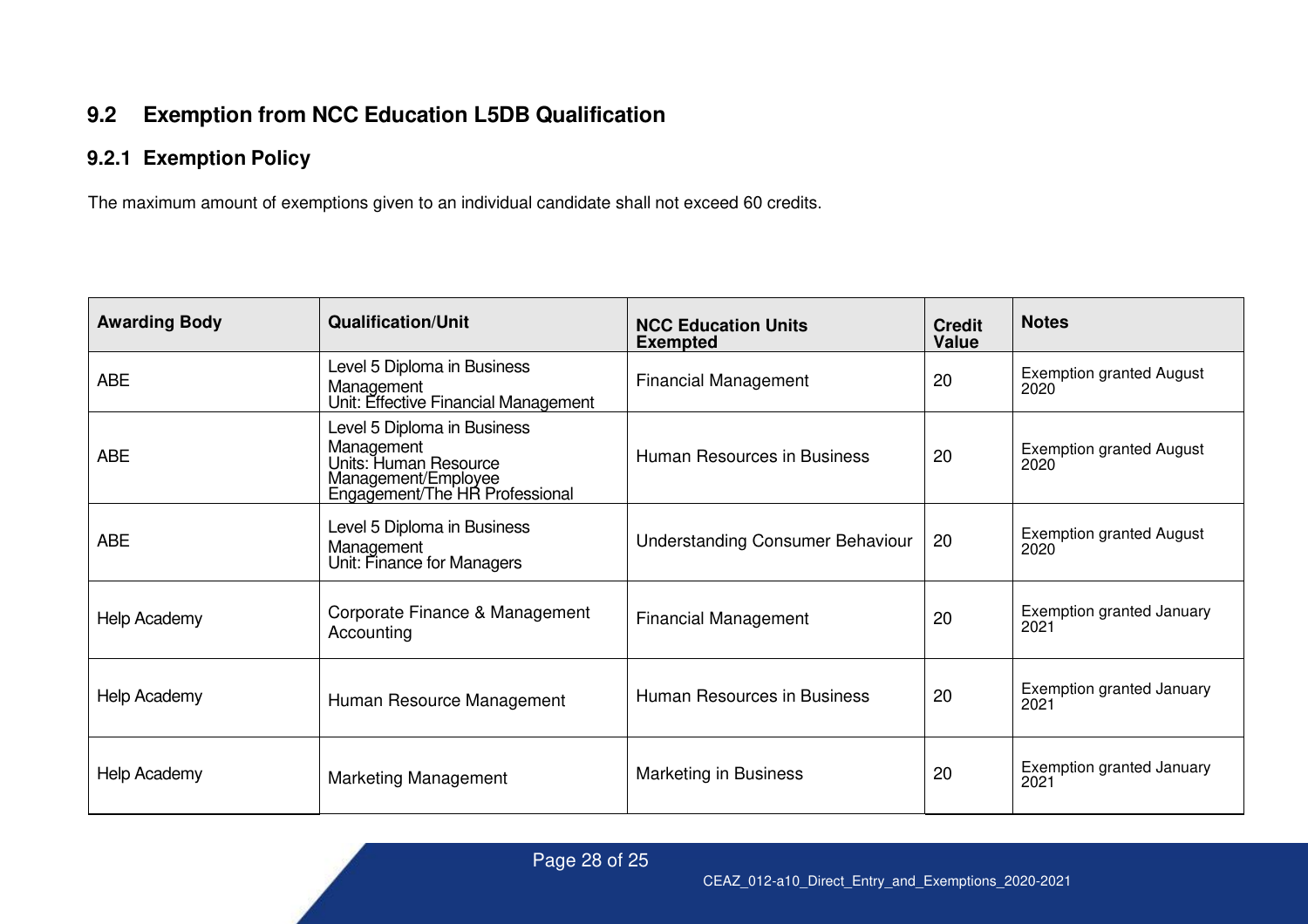## 9.2 Exemption from NCC Education L5DB Qualification

### 9.2.1 Exemption Policy

The maximum amount of exemptions given to an individual candidate shall not exceed 60 credits.

| Awarding Body | Qualification/Unit | NCC Education Units Exempted | Credit Value | Notes |
|---|---|---|---|---|
| ABE | Level 5 Diploma in Business Management Unit: Effective Financial Management | Financial Management | 20 | Exemption granted August 2020 |
| ABE | Level 5 Diploma in Business Management Units: Human Resource Management/Employee Engagement/The HR Professional | Human Resources in Business | 20 | Exemption granted August 2020 |
| ABE | Level 5 Diploma in Business Management Unit: Finance for Managers | Understanding Consumer Behaviour | 20 | Exemption granted August 2020 |
| Help Academy | Corporate Finance & Management Accounting | Financial Management | 20 | Exemption granted January 2021 |
| Help Academy | Human Resource Management | Human Resources in Business | 20 | Exemption granted January 2021 |
| Help Academy | Marketing Management | Marketing in Business | 20 | Exemption granted January 2021 |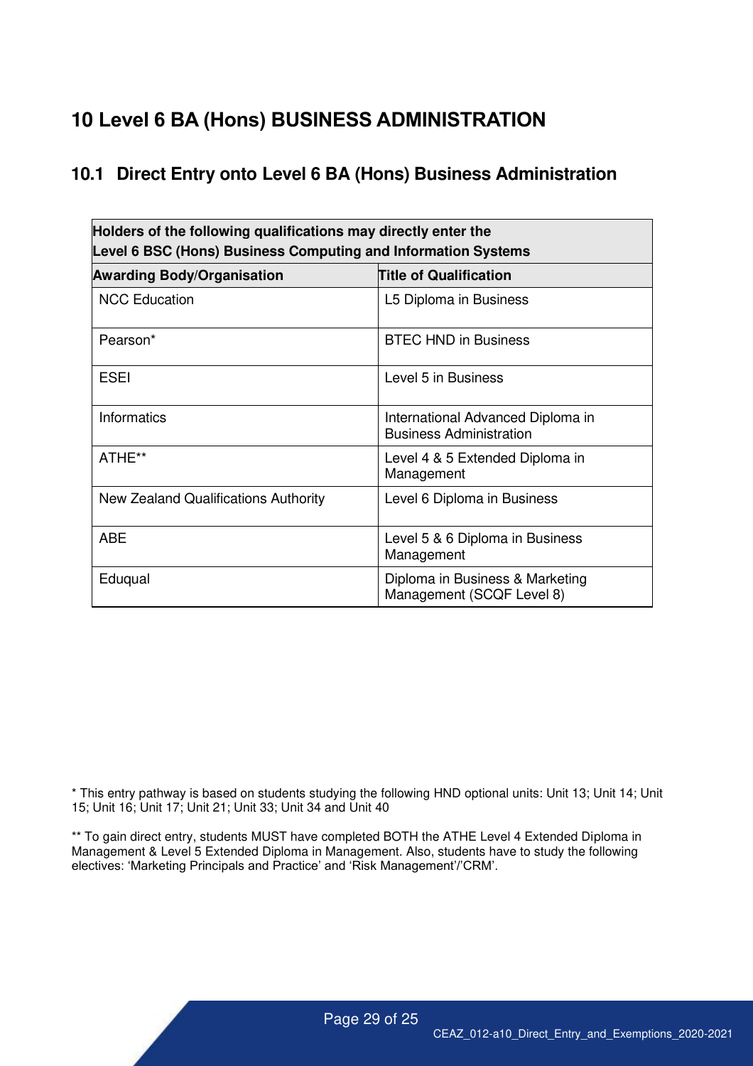# 10 Level 6 BA (Hons) BUSINESS ADMINISTRATION

## 10.1 Direct Entry onto Level 6 BA (Hons) Business Administration

| **Holders of the following qualifications may directly enter the Level 6 BSC (Hons) Business Computing and Information Systems** | |
|---|---|
| **Awarding Body/Organisation** | **Title of Qualification** |
| NCC Education | L5 Diploma in Business |
| Pearson* | BTEC HND in Business |
| ESEI | Level 5 in Business |
| Informatics | International Advanced Diploma in Business Administration |
| ATHE** | Level 4 & 5 Extended Diploma in Management |
| New Zealand Qualifications Authority | Level 6 Diploma in Business |
| ABE | Level 5 & 6 Diploma in Business Management |
| Eduqual | Diploma in Business & Marketing Management (SCQF Level 8) |

* This entry pathway is based on students studying the following HND optional units: Unit 13; Unit 14; Unit 15; Unit 16; Unit 17; Unit 21; Unit 33; Unit 34 and Unit 40

** To gain direct entry, students MUST have completed BOTH the ATHE Level 4 Extended Diploma in Management & Level 5 Extended Diploma in Management. Also, students have to study the following electives: 'Marketing Principals and Practice' and 'Risk Management'/'CRM'.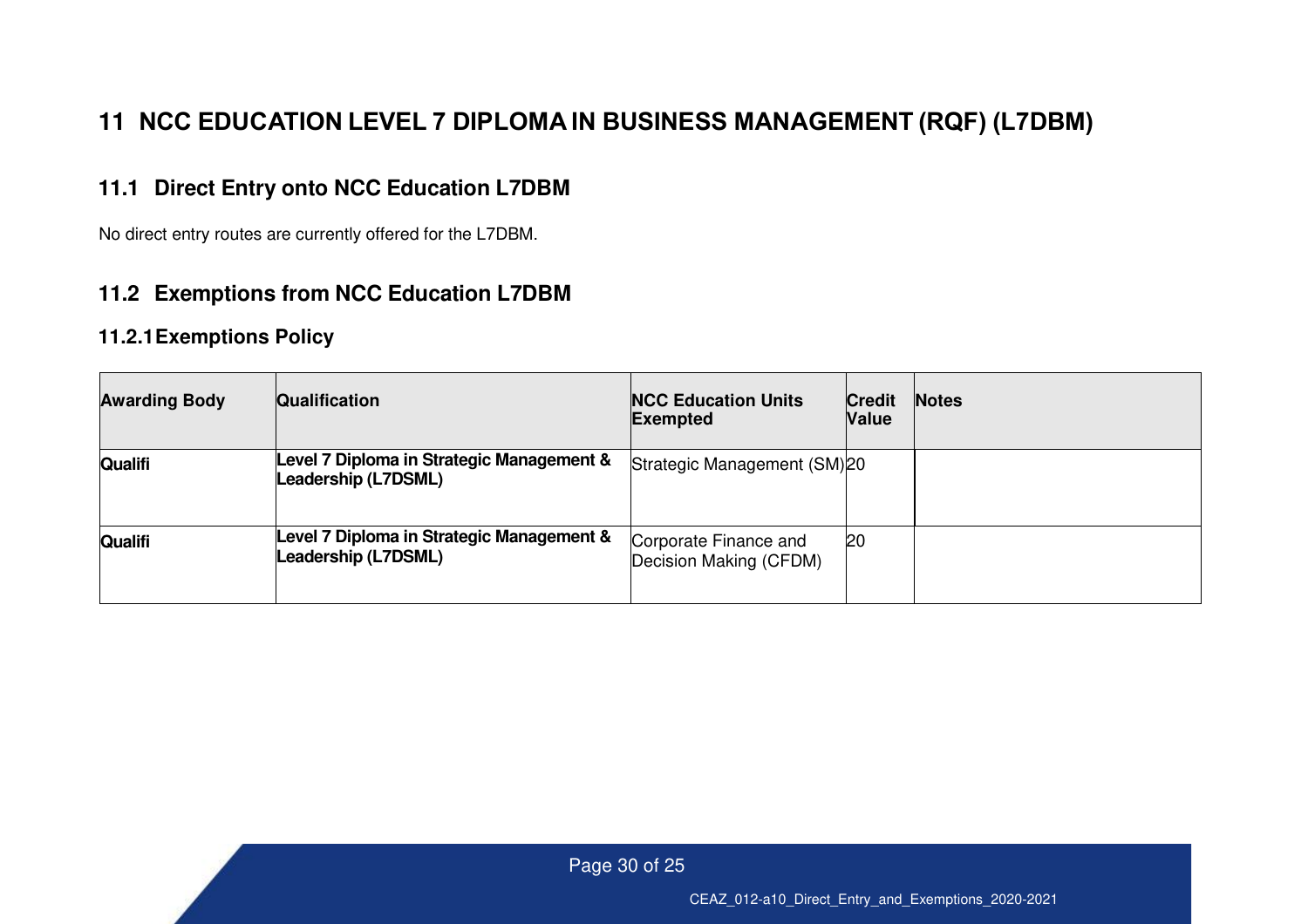# 11 NCC EDUCATION LEVEL 7 DIPLOMA IN BUSINESS MANAGEMENT (RQF) (L7DBM)

## 11.1 Direct Entry onto NCC Education L7DBM

No direct entry routes are currently offered for the L7DBM.

## 11.2 Exemptions from NCC Education L7DBM

### 11.2.1 Exemptions Policy

| Awarding Body | Qualification | NCC Education Units Exempted | Credit Value | Notes |
|---|---|---|---|---|
| **Qualifi** | **Level 7 Diploma in Strategic Management & Leadership (L7DSML)** | Strategic Management (SM) | 20 | |
| **Qualifi** | **Level 7 Diploma in Strategic Management & Leadership (L7DSML)** | Corporate Finance and Decision Making (CFDM) | 20 | |